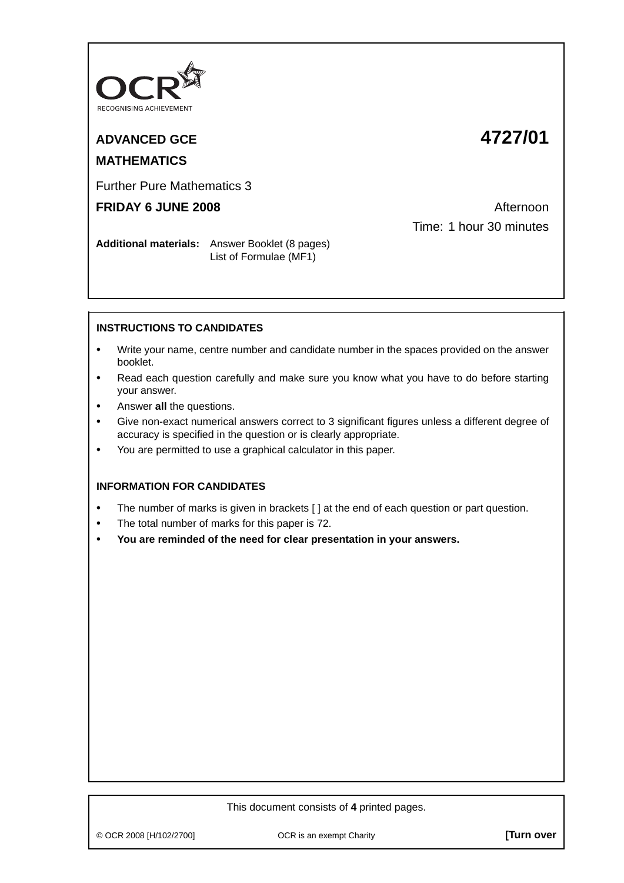OCR
RECOGNISING ACHIEVEMENT

**ADVANCED GCE** **4727/01**

**MATHEMATICS**

Further Pure Mathematics 3

**FRIDAY 6 JUNE 2008** Afternoon

Time: 1 hour 30 minutes

**Additional materials:** Answer Booklet (8 pages)
List of Formulae (MF1)

**INSTRUCTIONS TO CANDIDATES**

- Write your name, centre number and candidate number in the spaces provided on the answer booklet.
- Read each question carefully and make sure you know what you have to do before starting your answer.
- Answer **all** the questions.
- Give non-exact numerical answers correct to 3 significant figures unless a different degree of accuracy is specified in the question or is clearly appropriate.
- You are permitted to use a graphical calculator in this paper.

**INFORMATION FOR CANDIDATES**

- The number of marks is given in brackets [ ] at the end of each question or part question.
- The total number of marks for this paper is 72.
- **You are reminded of the need for clear presentation in your answers.**

This document consists of **4** printed pages.

© OCR 2008 [H/102/2700] OCR is an exempt Charity **[Turn over**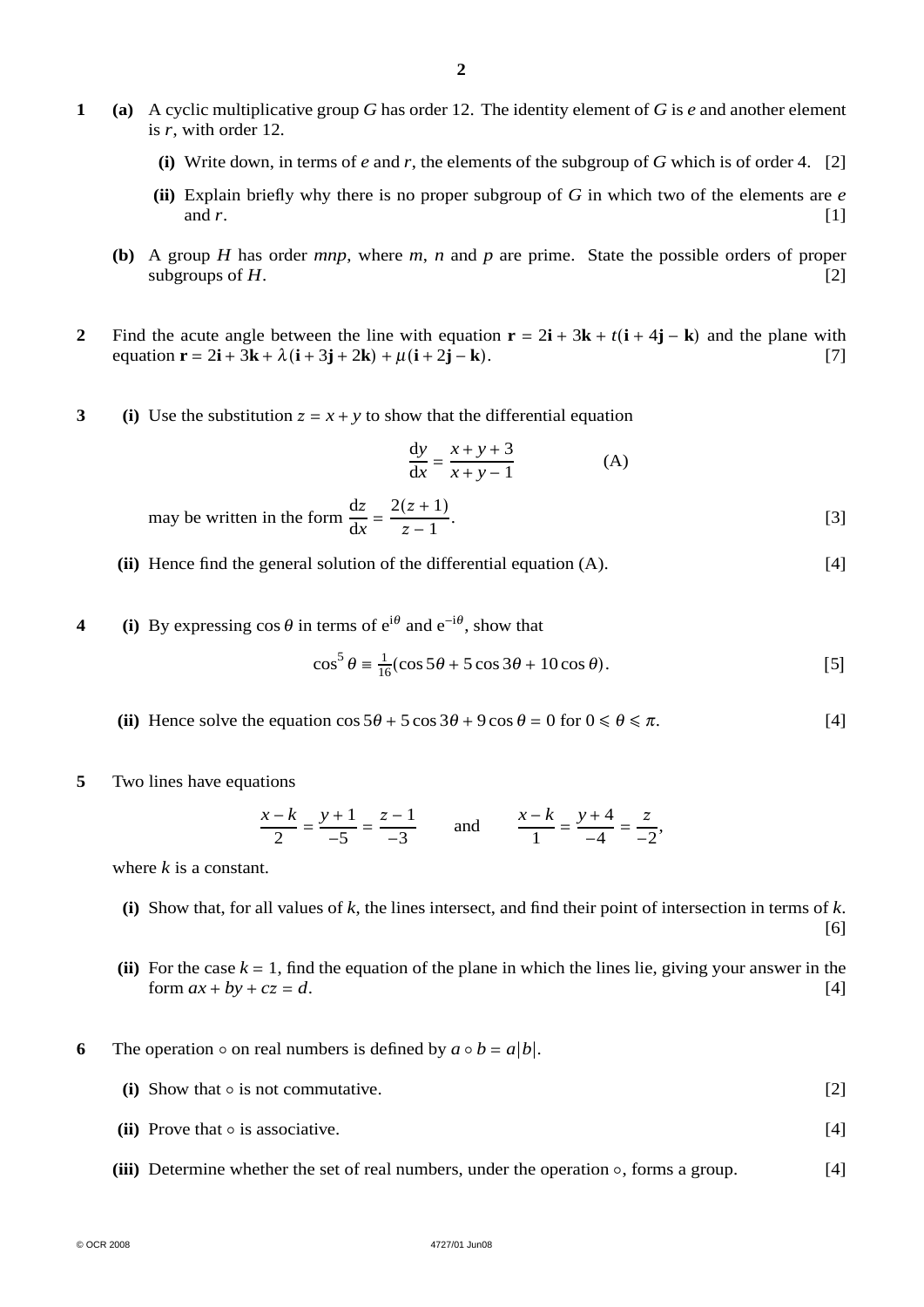**1** **(a)** A cyclic multiplicative group $G$ has order 12. The identity element of $G$ is $e$ and another element is $r$, with order 12.

**(i)** Write down, in terms of $e$ and $r$, the elements of the subgroup of $G$ which is of order 4. [2]

**(ii)** Explain briefly why there is no proper subgroup of $G$ in which two of the elements are $e$ and $r$. [1]

**(b)** A group $H$ has order $mnp$, where $m$, $n$ and $p$ are prime. State the possible orders of proper subgroups of $H$. [2]

**2** Find the acute angle between the line with equation $\mathbf{r} = 2\mathbf{i} + 3\mathbf{k} + t(\mathbf{i} + 4\mathbf{j} - \mathbf{k})$ and the plane with equation $\mathbf{r} = 2\mathbf{i} + 3\mathbf{k} + \lambda(\mathbf{i} + 3\mathbf{j} + 2\mathbf{k}) + \mu(\mathbf{i} + 2\mathbf{j} - \mathbf{k})$. [7]

**3** **(i)** Use the substitution $z = x + y$ to show that the differential equation

$$\frac{\mathrm{d}y}{\mathrm{d}x} = \frac{x + y + 3}{x + y - 1} \qquad \text{(A)}$$

may be written in the form $\dfrac{\mathrm{d}z}{\mathrm{d}x} = \dfrac{2(z + 1)}{z - 1}$. [3]

**(ii)** Hence find the general solution of the differential equation (A). [4]

**4** **(i)** By expressing $\cos\theta$ in terms of $\mathrm{e}^{\mathrm{i}\theta}$ and $\mathrm{e}^{-\mathrm{i}\theta}$, show that

$$\cos^5\theta \equiv \tfrac{1}{16}(\cos 5\theta + 5\cos 3\theta + 10\cos\theta). \qquad [5]$$

**(ii)** Hence solve the equation $\cos 5\theta + 5\cos 3\theta + 9\cos\theta = 0$ for $0 \leqslant \theta \leqslant \pi$. [4]

**5** Two lines have equations

$$\frac{x - k}{2} = \frac{y + 1}{-5} = \frac{z - 1}{-3} \qquad \text{and} \qquad \frac{x - k}{1} = \frac{y + 4}{-4} = \frac{z}{-2},$$

where $k$ is a constant.

**(i)** Show that, for all values of $k$, the lines intersect, and find their point of intersection in terms of $k$. [6]

**(ii)** For the case $k = 1$, find the equation of the plane in which the lines lie, giving your answer in the form $ax + by + cz = d$. [4]

**6** The operation $\circ$ on real numbers is defined by $a \circ b = a|b|$.

**(i)** Show that $\circ$ is not commutative. [2]

**(ii)** Prove that $\circ$ is associative. [4]

**(iii)** Determine whether the set of real numbers, under the operation $\circ$, forms a group. [4]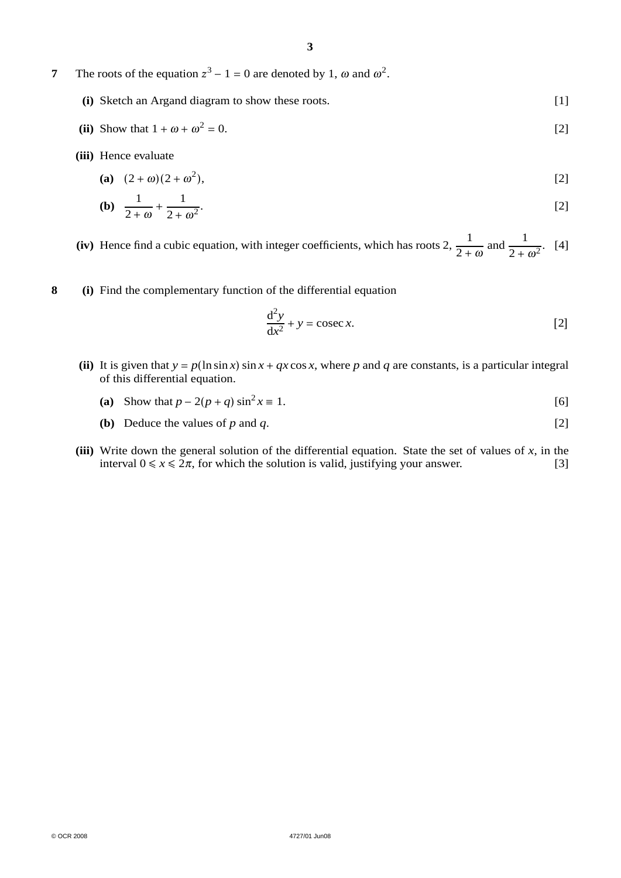**7** The roots of the equation $z^3 - 1 = 0$ are denoted by 1, $\omega$ and $\omega^2$.

**(i)** Sketch an Argand diagram to show these roots. [1]

**(ii)** Show that $1 + \omega + \omega^2 = 0$. [2]

**(iii)** Hence evaluate

**(a)** $(2 + \omega)(2 + \omega^2)$, [2]

**(b)** $\dfrac{1}{2 + \omega} + \dfrac{1}{2 + \omega^2}$. [2]

**(iv)** Hence find a cubic equation, with integer coefficients, which has roots 2, $\dfrac{1}{2 + \omega}$ and $\dfrac{1}{2 + \omega^2}$. [4]

**8** **(i)** Find the complementary function of the differential equation

$$\frac{\mathrm{d}^2y}{\mathrm{d}x^2} + y = \operatorname{cosec} x.$$ [2]

**(ii)** It is given that $y = p(\ln \sin x)\sin x + qx\cos x$, where $p$ and $q$ are constants, is a particular integral of this differential equation.

**(a)** Show that $p - 2(p + q)\sin^2 x \equiv 1$. [6]

**(b)** Deduce the values of $p$ and $q$. [2]

**(iii)** Write down the general solution of the differential equation. State the set of values of $x$, in the interval $0 \leqslant x \leqslant 2\pi$, for which the solution is valid, justifying your answer. [3]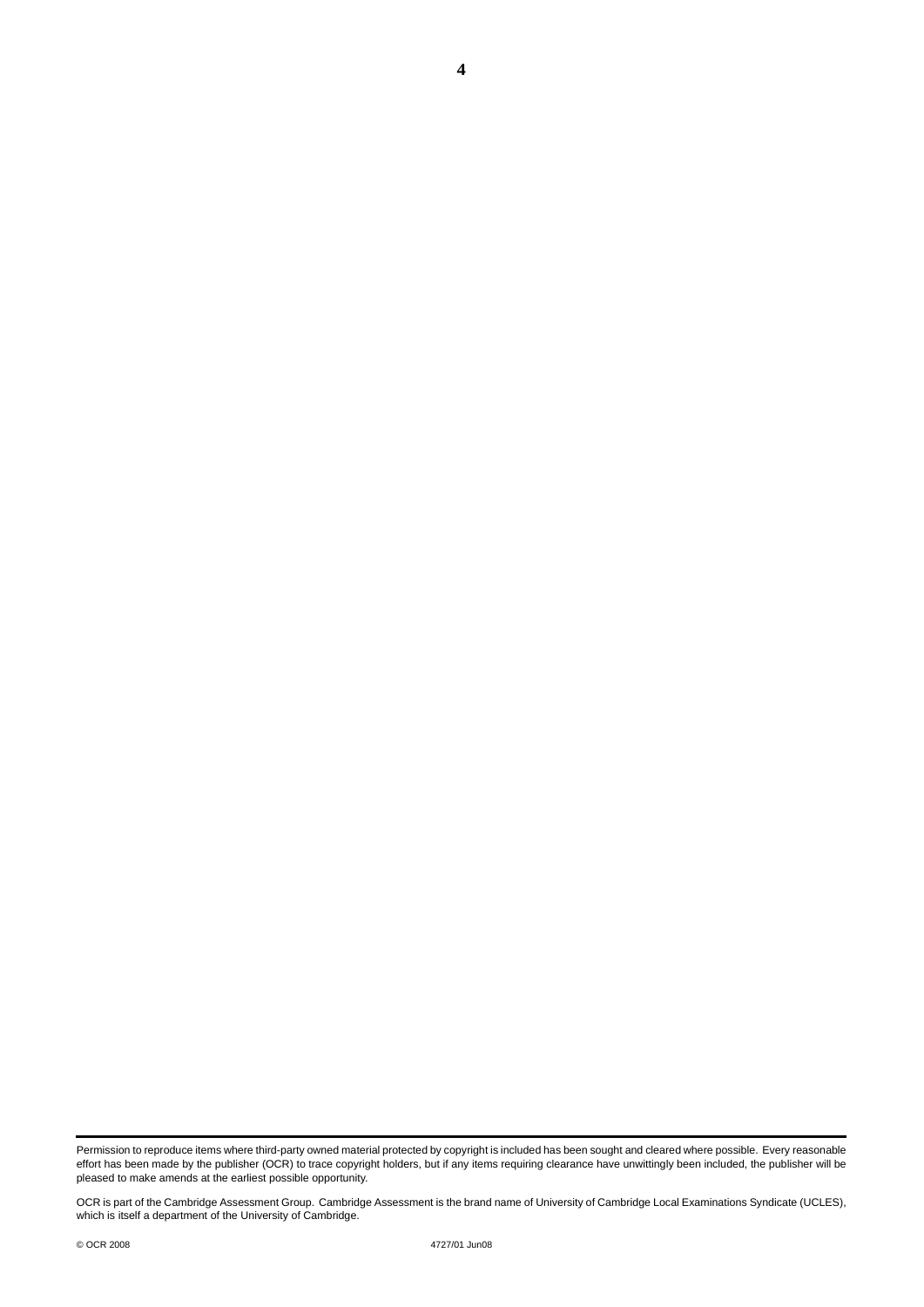Permission to reproduce items where third-party owned material protected by copyright is included has been sought and cleared where possible. Every reasonable effort has been made by the publisher (OCR) to trace copyright holders, but if any items requiring clearance have unwittingly been included, the publisher will be pleased to make amends at the earliest possible opportunity.

OCR is part of the Cambridge Assessment Group. Cambridge Assessment is the brand name of University of Cambridge Local Examinations Syndicate (UCLES), which is itself a department of the University of Cambridge.

© OCR 2008 4727/01 Jun08